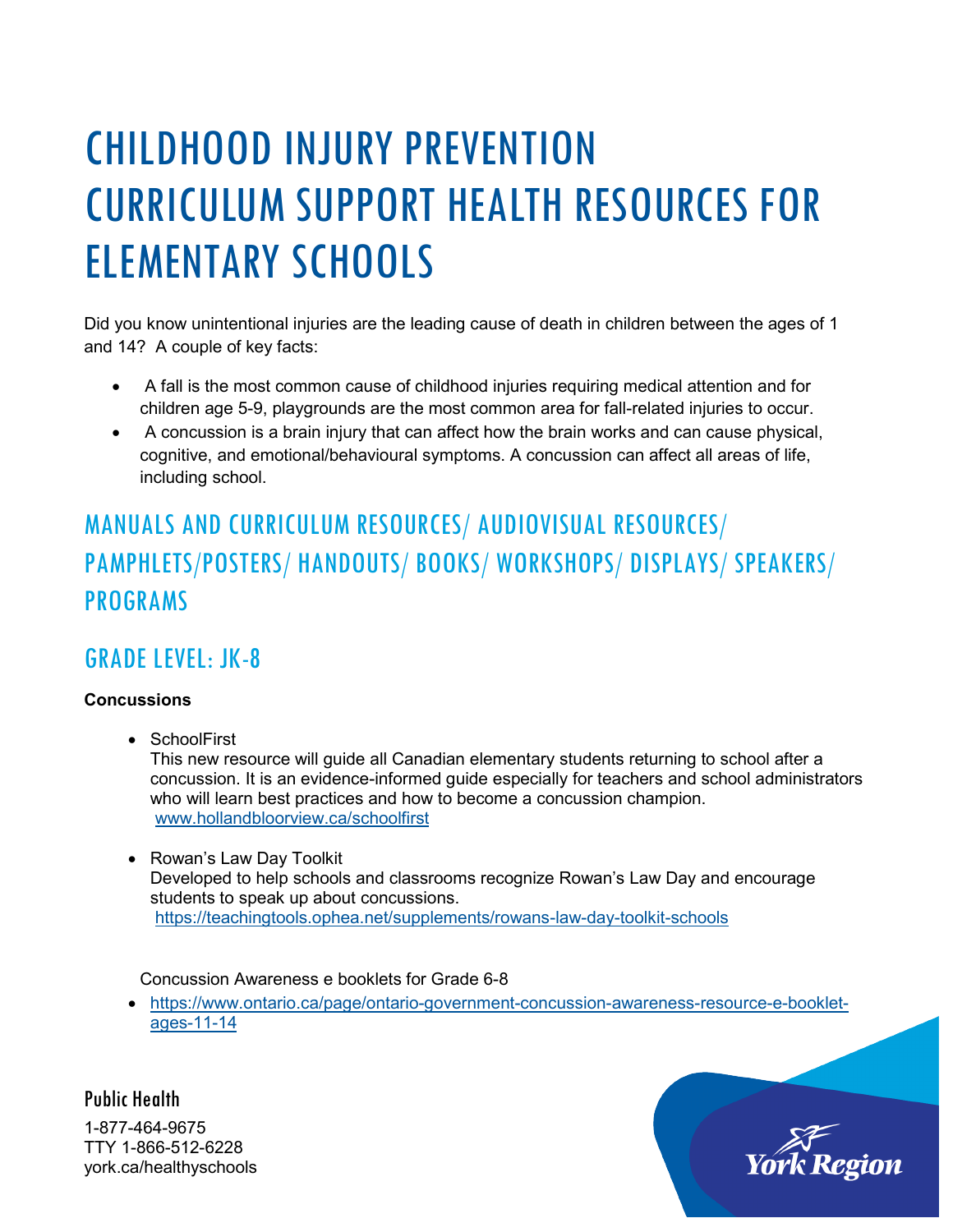# CHILDHOOD INJURY PREVENTION CURRICULUM SUPPORT HEALTH RESOURCES FOR ELEMENTARY SCHOOLS

Did you know unintentional injuries are the leading cause of death in children between the ages of 1 and 14? A couple of key facts:

- A fall is the most common cause of childhood injuries requiring medical attention and for children age 5-9, playgrounds are the most common area for fall-related injuries to occur.
- A concussion is a brain injury that can affect how the brain works and can cause physical, cognitive, and emotional/behavioural symptoms. A concussion can affect all areas of life, including school.

## MANUALS AND CURRICULUM RESOURCES/ AUDIOVISUAL RESOURCES/ PAMPHLETS/POSTERS/ HANDOUTS/ BOOKS/ WORKSHOPS/ DISPLAYS/ SPEAKERS/ PROGRAMS

## GRADE LEVEL: JK-8

**Concussions**

- SchoolFirst
  This new resource will guide all Canadian elementary students returning to school after a concussion. It is an evidence-informed guide especially for teachers and school administrators who will learn best practices and how to become a concussion champion.
  www.hollandbloorview.ca/schoolfirst

- Rowan's Law Day Toolkit
  Developed to help schools and classrooms recognize Rowan's Law Day and encourage students to speak up about concussions.
  https://teachingtools.ophea.net/supplements/rowans-law-day-toolkit-schools

Concussion Awareness e booklets for Grade 6-8

- https://www.ontario.ca/page/ontario-government-concussion-awareness-resource-e-booklet-ages-11-14

Public Health

1-877-464-9675
TTY 1-866-512-6228
york.ca/healthyschools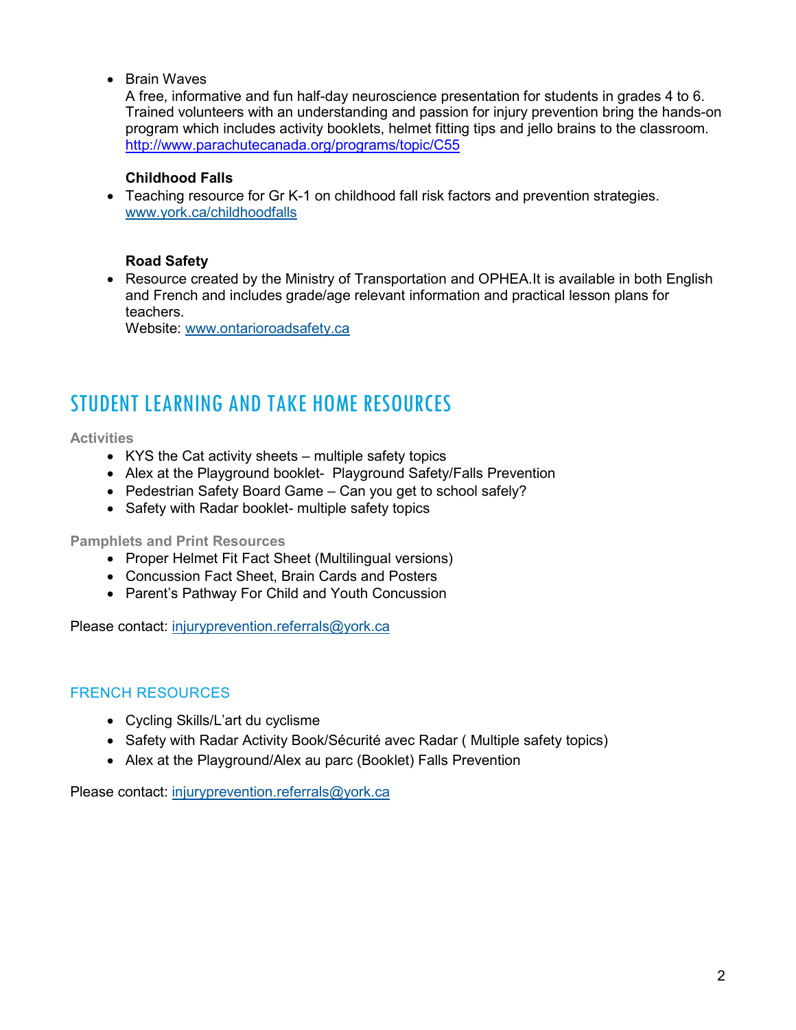- Brain Waves
  A free, informative and fun half-day neuroscience presentation for students in grades 4 to 6. Trained volunteers with an understanding and passion for injury prevention bring the hands-on program which includes activity booklets, helmet fitting tips and jello brains to the classroom.
  http://www.parachutecanada.org/programs/topic/C55

**Childhood Falls**

- Teaching resource for Gr K-1 on childhood fall risk factors and prevention strategies.
  www.york.ca/childhoodfalls

**Road Safety**

- Resource created by the Ministry of Transportation and OPHEA.It is available in both English and French and includes grade/age relevant information and practical lesson plans for teachers.
  Website: www.ontarioroadsafety.ca

## STUDENT LEARNING AND TAKE HOME RESOURCES

### Activities

- KYS the Cat activity sheets – multiple safety topics
- Alex at the Playground booklet- Playground Safety/Falls Prevention
- Pedestrian Safety Board Game – Can you get to school safely?
- Safety with Radar booklet- multiple safety topics

### Pamphlets and Print Resources

- Proper Helmet Fit Fact Sheet (Multilingual versions)
- Concussion Fact Sheet, Brain Cards and Posters
- Parent's Pathway For Child and Youth Concussion

Please contact: injuryprevention.referrals@york.ca

## FRENCH RESOURCES

- Cycling Skills/L'art du cyclisme
- Safety with Radar Activity Book/Sécurité avec Radar ( Multiple safety topics)
- Alex at the Playground/Alex au parc (Booklet) Falls Prevention

Please contact: injuryprevention.referrals@york.ca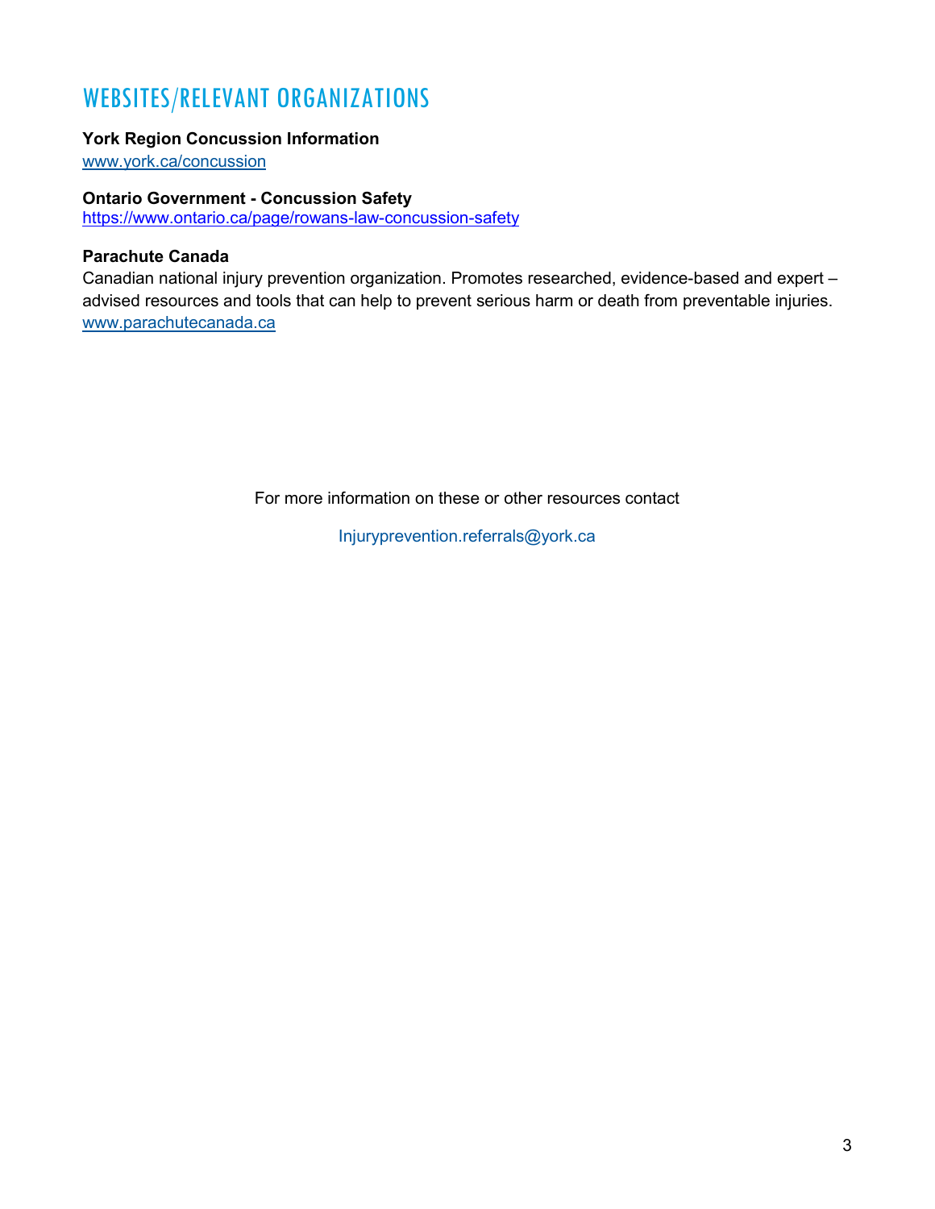## WEBSITES/RELEVANT ORGANIZATIONS

**York Region Concussion Information**
www.york.ca/concussion

**Ontario Government - Concussion Safety**
https://www.ontario.ca/page/rowans-law-concussion-safety

**Parachute Canada**
Canadian national injury prevention organization. Promotes researched, evidence-based and expert – advised resources and tools that can help to prevent serious harm or death from preventable injuries.
www.parachutecanada.ca

For more information on these or other resources contact

Injuryprevention.referrals@york.ca